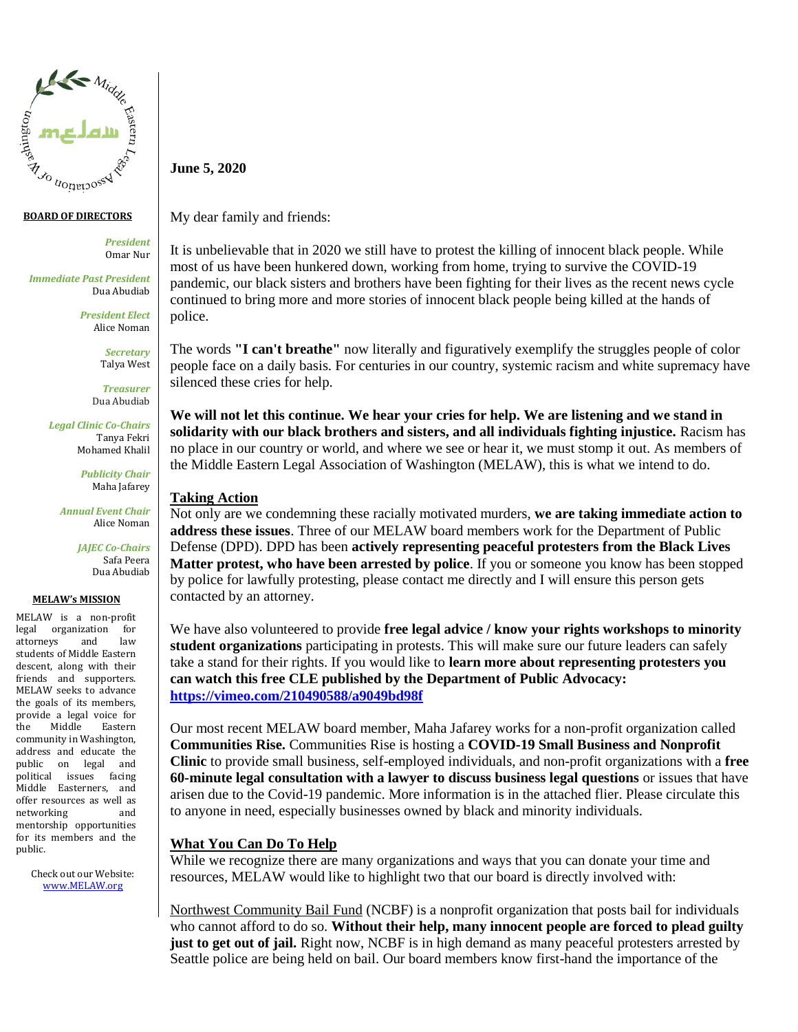Middle Eastern Legal Association of Washington

**BOARD OF DIRECTORS**

***President***
Omar Nur

***Immediate Past President***
Dua Abudiab

***President Elect***
Alice Noman

***Secretary***
Talya West

***Treasurer***
Dua Abudiab

***Legal Clinic Co-Chairs***
Tanya Fekri
Mohamed Khalil

***Publicity Chair***
Maha Jafarey

***Annual Event Chair***
Alice Noman

***JAJEC Co-Chairs***
Safa Peera
Dua Abudiab

**MELAW's MISSION**

MELAW is a non-profit legal organization for attorneys and law students of Middle Eastern descent, along with their friends and supporters. MELAW seeks to advance the goals of its members, provide a legal voice for the Middle Eastern community in Washington, address and educate the public on legal and political issues facing Middle Easterners, and offer resources as well as networking and mentorship opportunities for its members and the public.

Check out our Website: www.MELAW.org

---

**June 5, 2020**

My dear family and friends:

It is unbelievable that in 2020 we still have to protest the killing of innocent black people. While most of us have been hunkered down, working from home, trying to survive the COVID-19 pandemic, our black sisters and brothers have been fighting for their lives as the recent news cycle continued to bring more and more stories of innocent black people being killed at the hands of police.

The words **"I can't breathe"** now literally and figuratively exemplify the struggles people of color people face on a daily basis. For centuries in our country, systemic racism and white supremacy have silenced these cries for help.

**We will not let this continue. We hear your cries for help. We are listening and we stand in solidarity with our black brothers and sisters, and all individuals fighting injustice.** Racism has no place in our country or world, and where we see or hear it, we must stomp it out. As members of the Middle Eastern Legal Association of Washington (MELAW), this is what we intend to do.

## Taking Action

Not only are we condemning these racially motivated murders, **we are taking immediate action to address these issues**. Three of our MELAW board members work for the Department of Public Defense (DPD). DPD has been **actively representing peaceful protesters from the Black Lives Matter protest, who have been arrested by police**. If you or someone you know has been stopped by police for lawfully protesting, please contact me directly and I will ensure this person gets contacted by an attorney.

We have also volunteered to provide **free legal advice / know your rights workshops to minority student organizations** participating in protests. This will make sure our future leaders can safely take a stand for their rights. If you would like to **learn more about representing protesters you can watch this free CLE published by the Department of Public Advocacy: https://vimeo.com/210490588/a9049bd98f**

Our most recent MELAW board member, Maha Jafarey works for a non-profit organization called **Communities Rise.** Communities Rise is hosting a **COVID-19 Small Business and Nonprofit Clinic** to provide small business, self-employed individuals, and non-profit organizations with a **free 60-minute legal consultation with a lawyer to discuss business legal questions** or issues that have arisen due to the Covid-19 pandemic. More information is in the attached flier. Please circulate this to anyone in need, especially businesses owned by black and minority individuals.

## What You Can Do To Help

While we recognize there are many organizations and ways that you can donate your time and resources, MELAW would like to highlight two that our board is directly involved with:

Northwest Community Bail Fund (NCBF) is a nonprofit organization that posts bail for individuals who cannot afford to do so. **Without their help, many innocent people are forced to plead guilty just to get out of jail.** Right now, NCBF is in high demand as many peaceful protesters arrested by Seattle police are being held on bail. Our board members know first-hand the importance of the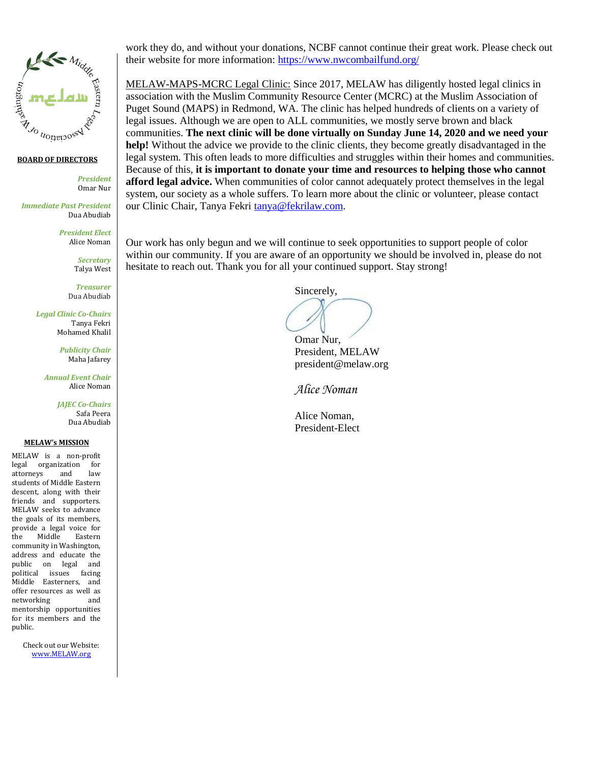**BOARD OF DIRECTORS**

*President*
Omar Nur

*Immediate Past President*
Dua Abudiab

*President Elect*
Alice Noman

*Secretary*
Talya West

*Treasurer*
Dua Abudiab

*Legal Clinic Co-Chairs*
Tanya Fekri
Mohamed Khalil

*Publicity Chair*
Maha Jafarey

*Annual Event Chair*
Alice Noman

*JAJEC Co-Chairs*
Safa Peera
Dua Abudiab

**MELAW's MISSION**

MELAW is a non-profit legal organization for attorneys and law students of Middle Eastern descent, along with their friends and supporters. MELAW seeks to advance the goals of its members, provide a legal voice for the Middle Eastern community in Washington, address and educate the public on legal and political issues facing Middle Easterners, and offer resources as well as networking and mentorship opportunities for its members and the public.

Check out our Website: [www.MELAW.org](www.MELAW.org)

work they do, and without your donations, NCBF cannot continue their great work. Please check out their website for more information: [https://www.nwcombailfund.org/](https://www.nwcombailfund.org/)

MELAW-MAPS-MCRC Legal Clinic: Since 2017, MELAW has diligently hosted legal clinics in association with the Muslim Community Resource Center (MCRC) at the Muslim Association of Puget Sound (MAPS) in Redmond, WA. The clinic has helped hundreds of clients on a variety of legal issues. Although we are open to ALL communities, we mostly serve brown and black communities. **The next clinic will be done virtually on Sunday June 14, 2020 and we need your help!** Without the advice we provide to the clinic clients, they become greatly disadvantaged in the legal system. This often leads to more difficulties and struggles within their homes and communities. Because of this, **it is important to donate your time and resources to helping those who cannot afford legal advice.** When communities of color cannot adequately protect themselves in the legal system, our society as a whole suffers. To learn more about the clinic or volunteer, please contact our Clinic Chair, Tanya Fekri [tanya@fekrilaw.com](mailto:tanya@fekrilaw.com).

Our work has only begun and we will continue to seek opportunities to support people of color within our community. If you are aware of an opportunity we should be involved in, please do not hesitate to reach out. Thank you for all your continued support. Stay strong!

Sincerely,

Omar Nur,
President, MELAW
president@melaw.org

*Alice Noman*

Alice Noman,
President-Elect